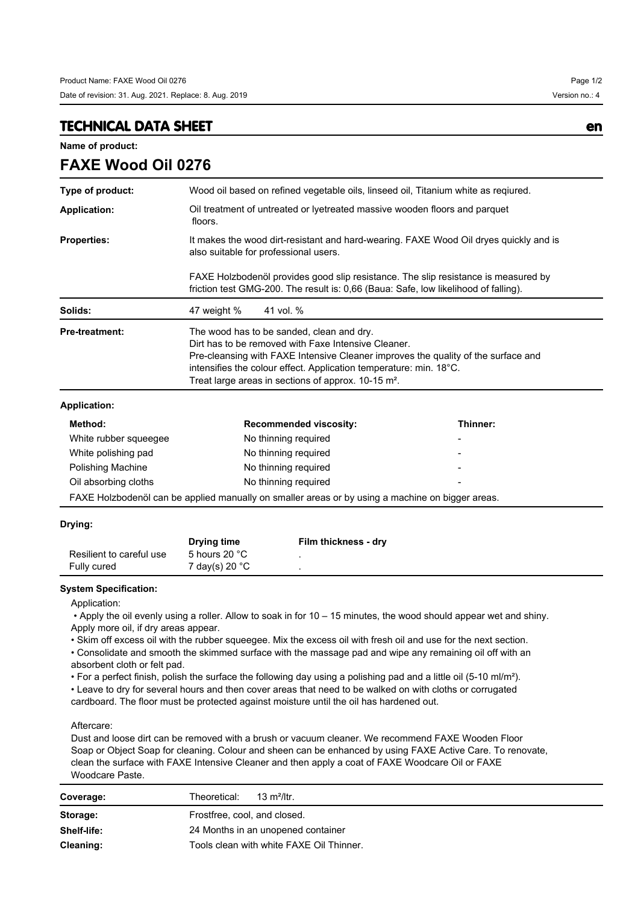## TECHNICAL DATA SHEET

en

**Name of product:**

# FAXE Wood Oil 0276

| | |
|---|---|
| **Type of product:** | Wood oil based on refined vegetable oils, linseed oil, Titanium white as reqiured. |
| **Application:** | Oil treatment of untreated or lyetreated massive wooden floors and parquet floors. |
| **Properties:** | It makes the wood dirt-resistant and hard-wearing. FAXE Wood Oil dryes quickly and is also suitable for professional users.<br><br>FAXE Holzbodenöl provides good slip resistance. The slip resistance is measured by friction test GMG-200. The result is: 0,66 (Baua: Safe, low likelihood of falling). |
| **Solids:** | 47 weight % 41 vol. % |
| **Pre-treatment:** | The wood has to be sanded, clean and dry.<br>Dirt has to be removed with Faxe Intensive Cleaner.<br>Pre-cleansing with FAXE Intensive Cleaner improves the quality of the surface and intensifies the colour effect. Application temperature: min. 18°C.<br>Treat large areas in sections of approx. 10-15 m². |

**Application:**

| Method: | Recommended viscosity: | Thinner: |
|---|---|---|
| White rubber squeegee | No thinning required | - |
| White polishing pad | No thinning required | - |
| Polishing Machine | No thinning required | - |
| Oil absorbing cloths | No thinning required | - |

FAXE Holzbodenöl can be applied manually on smaller areas or by using a machine on bigger areas.

**Drying:**

| | Drying time | Film thickness - dry |
|---|---|---|
| Resilient to careful use | 5 hours 20 °C | . |
| Fully cured | 7 day(s) 20 °C | . |

**System Specification:**

Application:

- Apply the oil evenly using a roller. Allow to soak in for 10 – 15 minutes, the wood should appear wet and shiny. Apply more oil, if dry areas appear.
- Skim off excess oil with the rubber squeegee. Mix the excess oil with fresh oil and use for the next section.
- Consolidate and smooth the skimmed surface with the massage pad and wipe any remaining oil off with an absorbent cloth or felt pad.
- For a perfect finish, polish the surface the following day using a polishing pad and a little oil (5-10 ml/m²).
- Leave to dry for several hours and then cover areas that need to be walked on with cloths or corrugated cardboard. The floor must be protected against moisture until the oil has hardened out.

Aftercare:

Dust and loose dirt can be removed with a brush or vacuum cleaner. We recommend FAXE Wooden Floor Soap or Object Soap for cleaning. Colour and sheen can be enhanced by using FAXE Active Care. To renovate, clean the surface with FAXE Intensive Cleaner and then apply a coat of FAXE Woodcare Oil or FAXE Woodcare Paste.

| | |
|---|---|
| **Coverage:** | Theoretical: 13 m²/ltr. |
| **Storage:** | Frostfree, cool, and closed. |
| **Shelf-life:** | 24 Months in an unopened container |
| **Cleaning:** | Tools clean with white FAXE Oil Thinner. |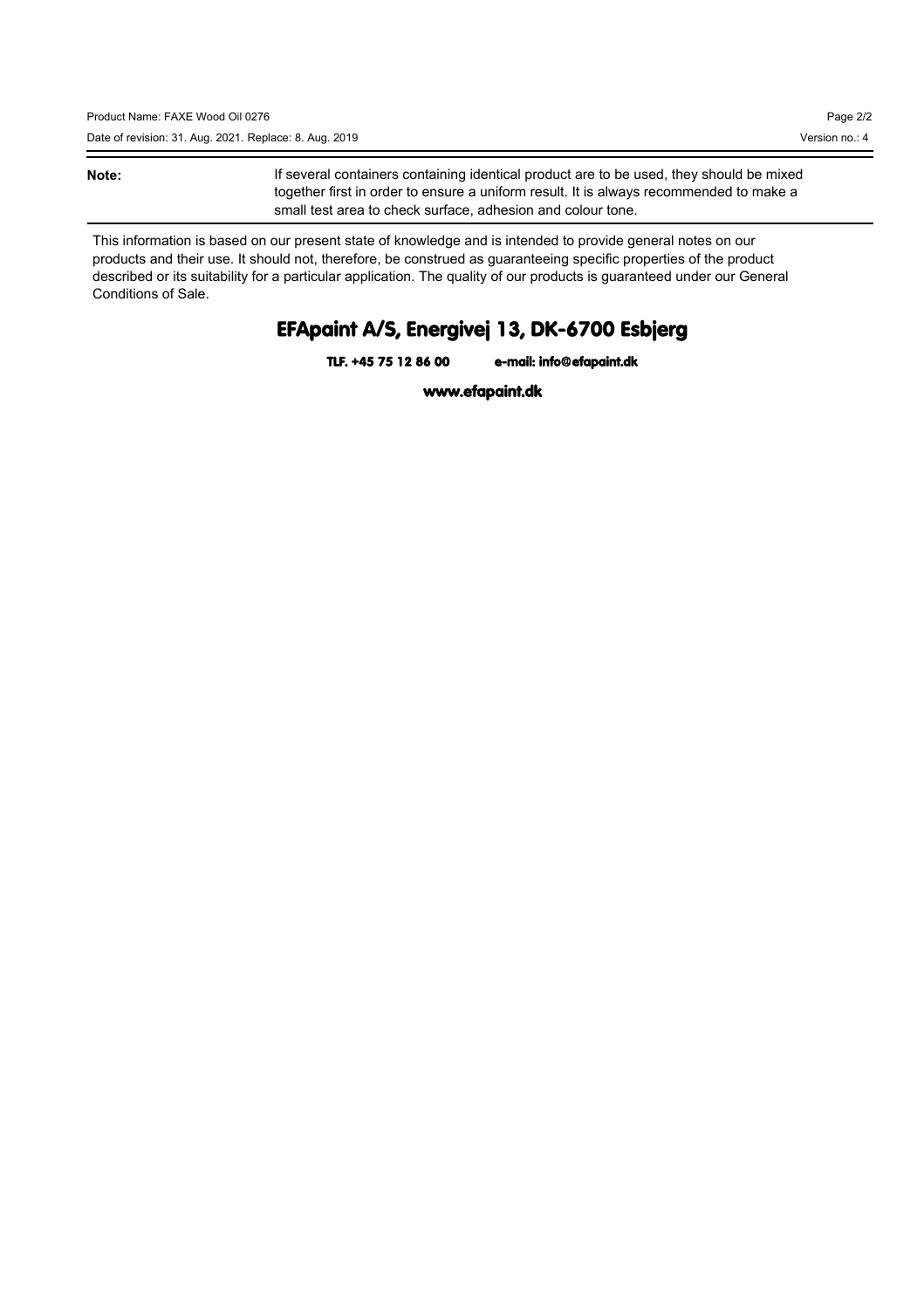| | |
|---|---|
| **Note:** | If several containers containing identical product are to be used, they should be mixed together first in order to ensure a uniform result. It is always recommended to make a small test area to check surface, adhesion and colour tone. |

This information is based on our present state of knowledge and is intended to provide general notes on our products and their use. It should not, therefore, be construed as guaranteeing specific properties of the product described or its suitability for a particular application. The quality of our products is guaranteed under our General Conditions of Sale.

**EFApaint A/S, Energivej 13, DK-6700 Esbjerg**

**TLF. +45 75 12 86 00    e-mail: info@efapaint.dk**

**www.efapaint.dk**